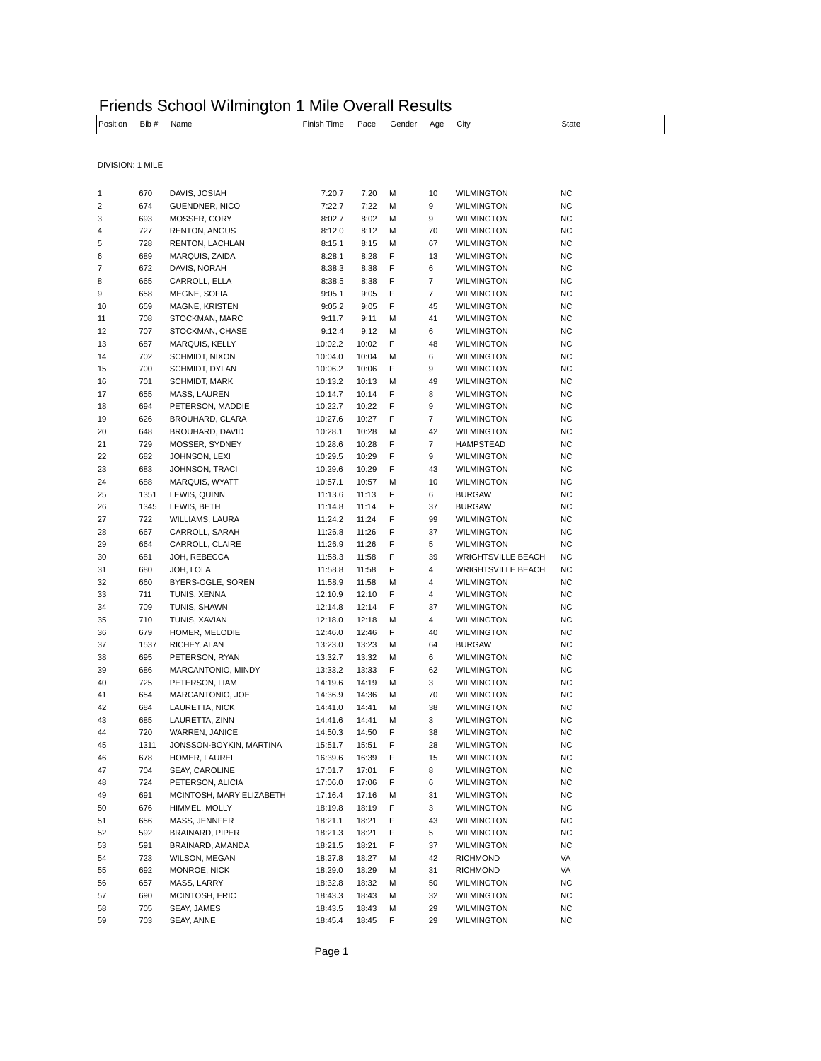# Friends School Wilmington 1 Mile Overall Results

DIVISION: 1 MILE

| Position | Bib # | Name | Finish Time | Pace | Gender | Age | City | State |
|---|---|---|---|---|---|---|---|---|
| 1 | 670 | DAVIS, JOSIAH | 7:20.7 | 7:20 | M | 10 | WILMINGTON | NC |
| 2 | 674 | GUENDNER, NICO | 7:22.7 | 7:22 | M | 9 | WILMINGTON | NC |
| 3 | 693 | MOSSER, CORY | 8:02.7 | 8:02 | M | 9 | WILMINGTON | NC |
| 4 | 727 | RENTON, ANGUS | 8:12.0 | 8:12 | M | 70 | WILMINGTON | NC |
| 5 | 728 | RENTON, LACHLAN | 8:15.1 | 8:15 | M | 67 | WILMINGTON | NC |
| 6 | 689 | MARQUIS, ZAIDA | 8:28.1 | 8:28 | F | 13 | WILMINGTON | NC |
| 7 | 672 | DAVIS, NORAH | 8:38.3 | 8:38 | F | 6 | WILMINGTON | NC |
| 8 | 665 | CARROLL, ELLA | 8:38.5 | 8:38 | F | 7 | WILMINGTON | NC |
| 9 | 658 | MEGNE, SOFIA | 9:05.1 | 9:05 | F | 7 | WILMINGTON | NC |
| 10 | 659 | MAGNE, KRISTEN | 9:05.2 | 9:05 | F | 45 | WILMINGTON | NC |
| 11 | 708 | STOCKMAN, MARC | 9:11.7 | 9:11 | M | 41 | WILMINGTON | NC |
| 12 | 707 | STOCKMAN, CHASE | 9:12.4 | 9:12 | M | 6 | WILMINGTON | NC |
| 13 | 687 | MARQUIS, KELLY | 10:02.2 | 10:02 | F | 48 | WILMINGTON | NC |
| 14 | 702 | SCHMIDT, NIXON | 10:04.0 | 10:04 | M | 6 | WILMINGTON | NC |
| 15 | 700 | SCHMIDT, DYLAN | 10:06.2 | 10:06 | F | 9 | WILMINGTON | NC |
| 16 | 701 | SCHMIDT, MARK | 10:13.2 | 10:13 | M | 49 | WILMINGTON | NC |
| 17 | 655 | MASS, LAUREN | 10:14.7 | 10:14 | F | 8 | WILMINGTON | NC |
| 18 | 694 | PETERSON, MADDIE | 10:22.7 | 10:22 | F | 9 | WILMINGTON | NC |
| 19 | 626 | BROUHARD, CLARA | 10:27.6 | 10:27 | F | 7 | WILMINGTON | NC |
| 20 | 648 | BROUHARD, DAVID | 10:28.1 | 10:28 | M | 42 | WILMINGTON | NC |
| 21 | 729 | MOSSER, SYDNEY | 10:28.6 | 10:28 | F | 7 | HAMPSTEAD | NC |
| 22 | 682 | JOHNSON, LEXI | 10:29.5 | 10:29 | F | 9 | WILMINGTON | NC |
| 23 | 683 | JOHNSON, TRACI | 10:29.6 | 10:29 | F | 43 | WILMINGTON | NC |
| 24 | 688 | MARQUIS, WYATT | 10:57.1 | 10:57 | M | 10 | WILMINGTON | NC |
| 25 | 1351 | LEWIS, QUINN | 11:13.6 | 11:13 | F | 6 | BURGAW | NC |
| 26 | 1345 | LEWIS, BETH | 11:14.8 | 11:14 | F | 37 | BURGAW | NC |
| 27 | 722 | WILLIAMS, LAURA | 11:24.2 | 11:24 | F | 99 | WILMINGTON | NC |
| 28 | 667 | CARROLL, SARAH | 11:26.8 | 11:26 | F | 37 | WILMINGTON | NC |
| 29 | 664 | CARROLL, CLAIRE | 11:26.9 | 11:26 | F | 5 | WILMINGTON | NC |
| 30 | 681 | JOH, REBECCA | 11:58.3 | 11:58 | F | 39 | WRIGHTSVILLE BEACH | NC |
| 31 | 680 | JOH, LOLA | 11:58.8 | 11:58 | F | 4 | WRIGHTSVILLE BEACH | NC |
| 32 | 660 | BYERS-OGLE, SOREN | 11:58.9 | 11:58 | M | 4 | WILMINGTON | NC |
| 33 | 711 | TUNIS, XENNA | 12:10.9 | 12:10 | F | 4 | WILMINGTON | NC |
| 34 | 709 | TUNIS, SHAWN | 12:14.8 | 12:14 | F | 37 | WILMINGTON | NC |
| 35 | 710 | TUNIS, XAVIAN | 12:18.0 | 12:18 | M | 4 | WILMINGTON | NC |
| 36 | 679 | HOMER, MELODIE | 12:46.0 | 12:46 | F | 40 | WILMINGTON | NC |
| 37 | 1537 | RICHEY, ALAN | 13:23.0 | 13:23 | M | 64 | BURGAW | NC |
| 38 | 695 | PETERSON, RYAN | 13:32.7 | 13:32 | M | 6 | WILMINGTON | NC |
| 39 | 686 | MARCANTONIO, MINDY | 13:33.2 | 13:33 | F | 62 | WILMINGTON | NC |
| 40 | 725 | PETERSON, LIAM | 14:19.6 | 14:19 | M | 3 | WILMINGTON | NC |
| 41 | 654 | MARCANTONIO, JOE | 14:36.9 | 14:36 | M | 70 | WILMINGTON | NC |
| 42 | 684 | LAURETTA, NICK | 14:41.0 | 14:41 | M | 38 | WILMINGTON | NC |
| 43 | 685 | LAURETTA, ZINN | 14:41.6 | 14:41 | M | 3 | WILMINGTON | NC |
| 44 | 720 | WARREN, JANICE | 14:50.3 | 14:50 | F | 38 | WILMINGTON | NC |
| 45 | 1311 | JONSSON-BOYKIN, MARTINA | 15:51.7 | 15:51 | F | 28 | WILMINGTON | NC |
| 46 | 678 | HOMER, LAUREL | 16:39.6 | 16:39 | F | 15 | WILMINGTON | NC |
| 47 | 704 | SEAY, CAROLINE | 17:01.7 | 17:01 | F | 8 | WILMINGTON | NC |
| 48 | 724 | PETERSON, ALICIA | 17:06.0 | 17:06 | F | 6 | WILMINGTON | NC |
| 49 | 691 | MCINTOSH, MARY ELIZABETH | 17:16.4 | 17:16 | M | 31 | WILMINGTON | NC |
| 50 | 676 | HIMMEL, MOLLY | 18:19.8 | 18:19 | F | 3 | WILMINGTON | NC |
| 51 | 656 | MASS, JENNFER | 18:21.1 | 18:21 | F | 43 | WILMINGTON | NC |
| 52 | 592 | BRAINARD, PIPER | 18:21.3 | 18:21 | F | 5 | WILMINGTON | NC |
| 53 | 591 | BRAINARD, AMANDA | 18:21.5 | 18:21 | F | 37 | WILMINGTON | NC |
| 54 | 723 | WILSON, MEGAN | 18:27.8 | 18:27 | M | 42 | RICHMOND | VA |
| 55 | 692 | MONROE, NICK | 18:29.0 | 18:29 | M | 31 | RICHMOND | VA |
| 56 | 657 | MASS, LARRY | 18:32.8 | 18:32 | M | 50 | WILMINGTON | NC |
| 57 | 690 | MCINTOSH, ERIC | 18:43.3 | 18:43 | M | 32 | WILMINGTON | NC |
| 58 | 705 | SEAY, JAMES | 18:43.5 | 18:43 | M | 29 | WILMINGTON | NC |
| 59 | 703 | SEAY, ANNE | 18:45.4 | 18:45 | F | 29 | WILMINGTON | NC |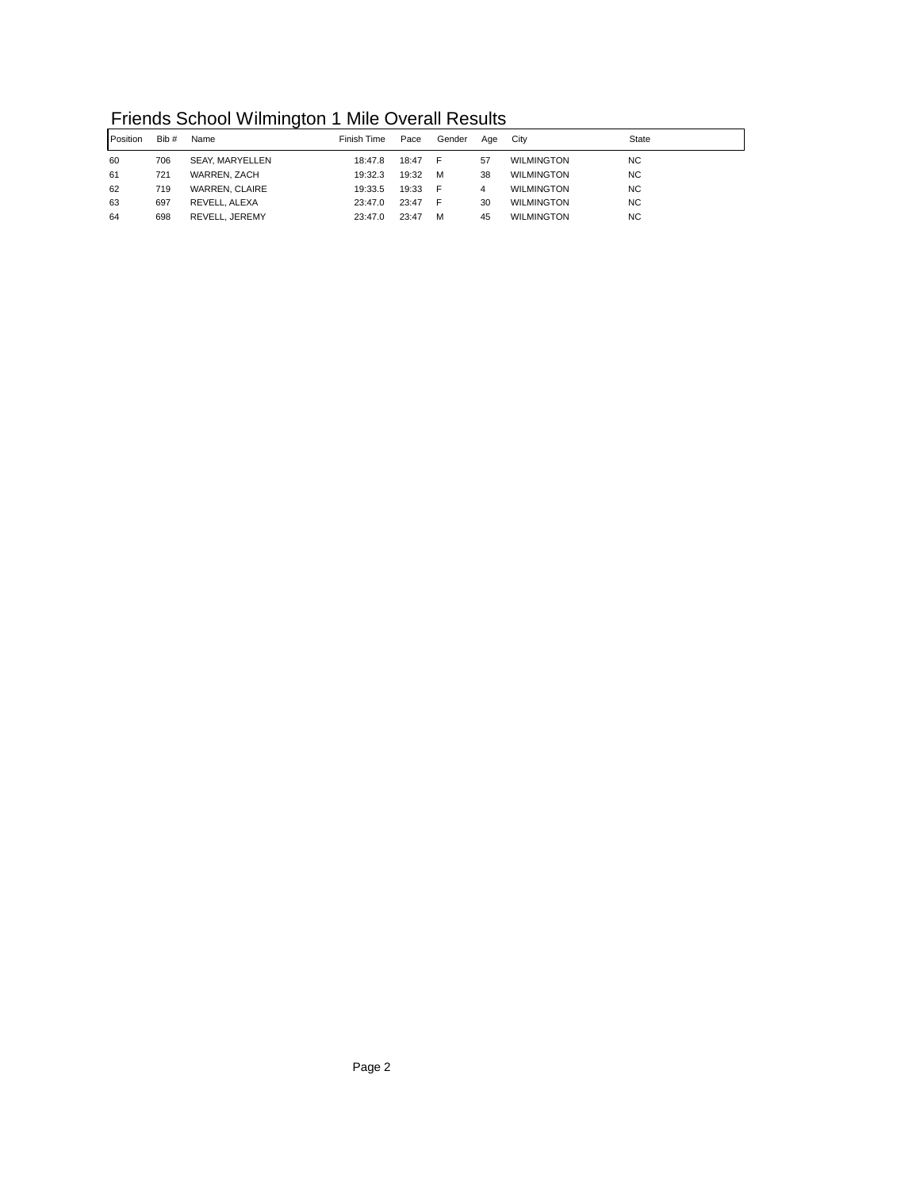# Friends School Wilmington 1 Mile Overall Results

| Position | Bib # | Name | Finish Time | Pace | Gender | Age | City | State |
|---|---|---|---|---|---|---|---|---|
| 60 | 706 | SEAY, MARYELLEN | 18:47.8 | 18:47 | F | 57 | WILMINGTON | NC |
| 61 | 721 | WARREN, ZACH | 19:32.3 | 19:32 | M | 38 | WILMINGTON | NC |
| 62 | 719 | WARREN, CLAIRE | 19:33.5 | 19:33 | F | 4 | WILMINGTON | NC |
| 63 | 697 | REVELL, ALEXA | 23:47.0 | 23:47 | F | 30 | WILMINGTON | NC |
| 64 | 698 | REVELL, JEREMY | 23:47.0 | 23:47 | M | 45 | WILMINGTON | NC |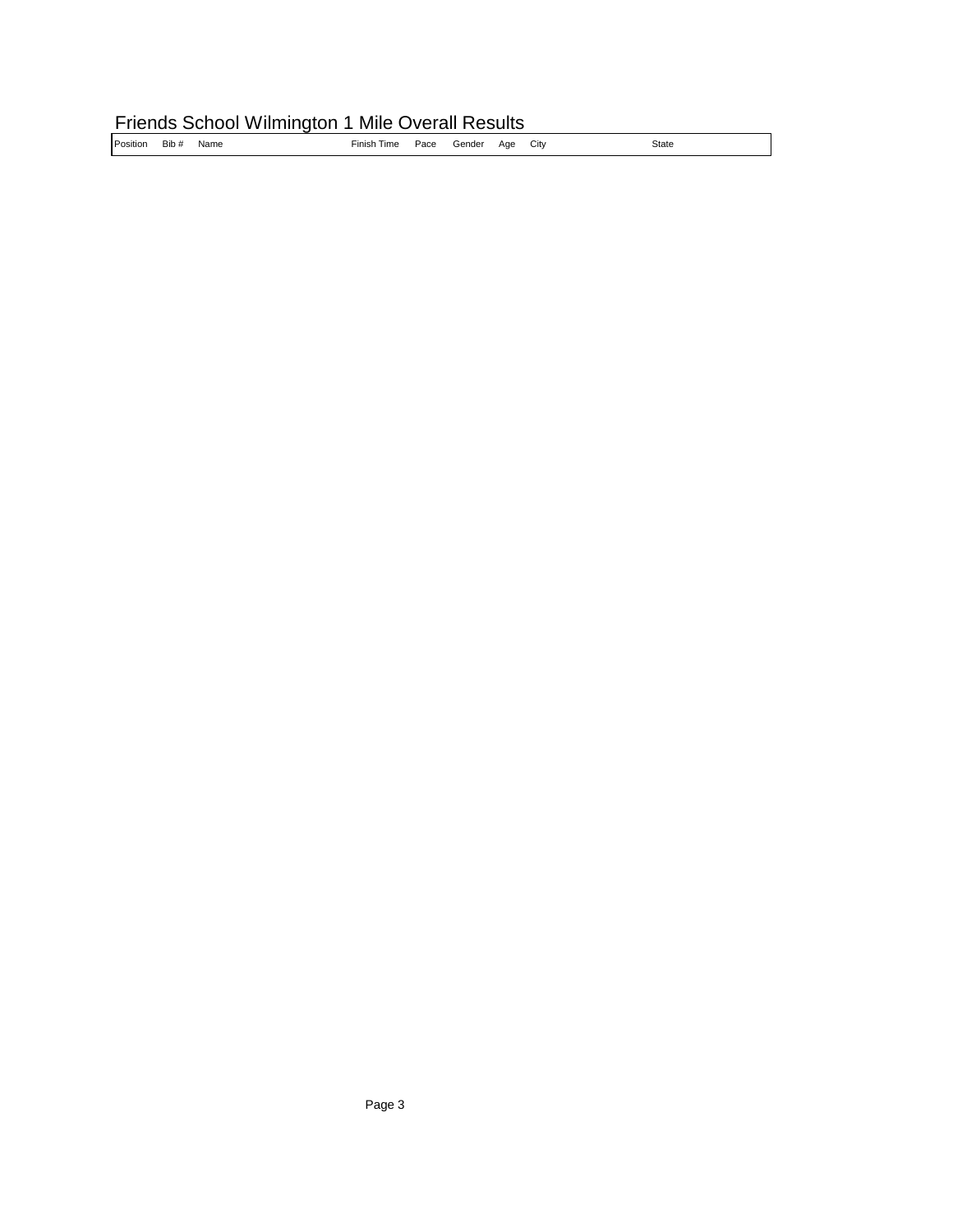# Friends School Wilmington 1 Mile Overall Results

| Position | Bib # | Name | Finish Time | Pace | Gender | Age | City | State |
|---|---|---|---|---|---|---|---|---|